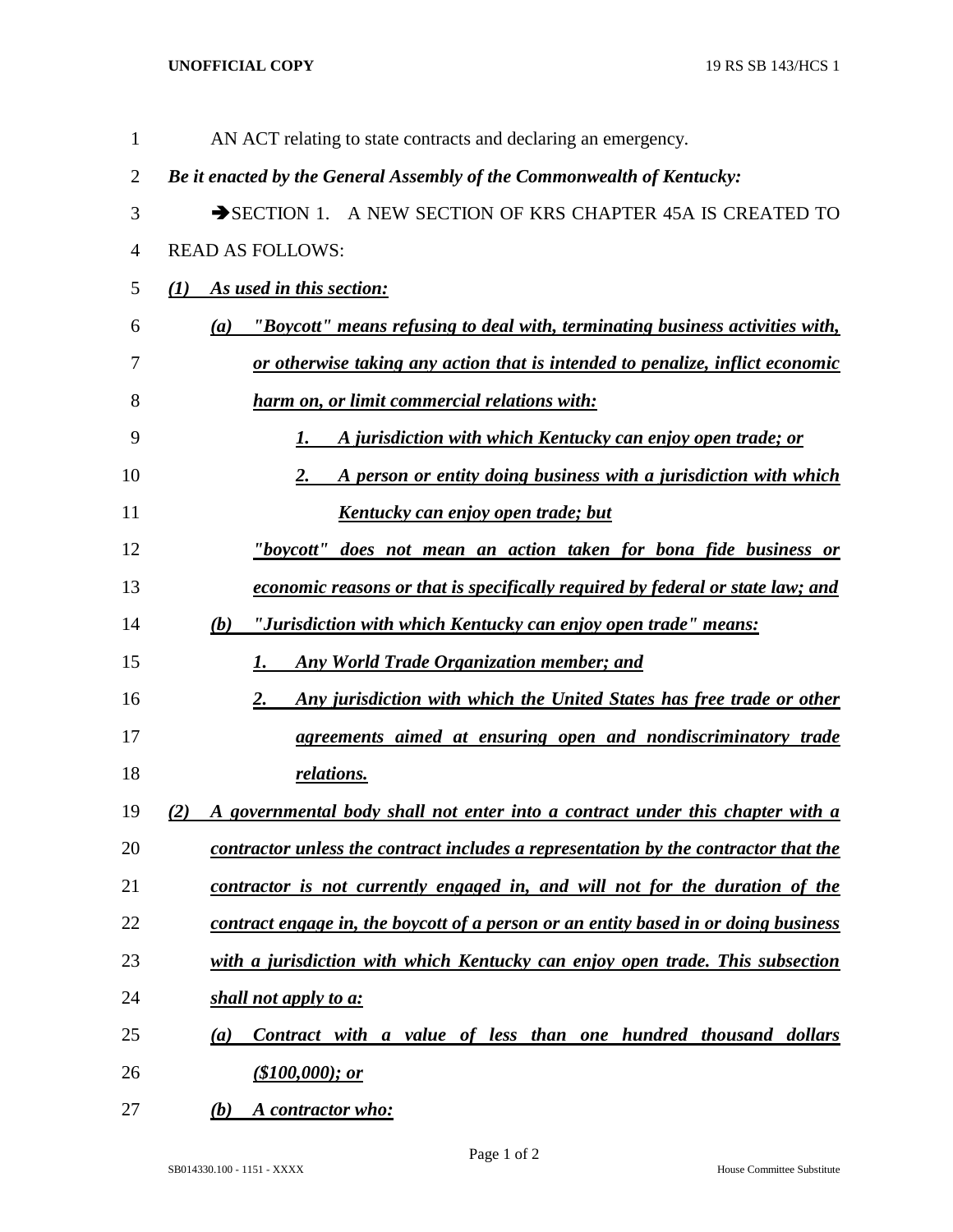AN ACT relating to state contracts and declaring an emergency.

***Be it enacted by the General Assembly of the Commonwealth of Kentucky:***

➔SECTION 1. A NEW SECTION OF KRS CHAPTER 45A IS CREATED TO READ AS FOLLOWS:

***(1) As used in this section:***

***(a) "Boycott" means refusing to deal with, terminating business activities with, or otherwise taking any action that is intended to penalize, inflict economic harm on, or limit commercial relations with:***

***1. A jurisdiction with which Kentucky can enjoy open trade; or***

***2. A person or entity doing business with a jurisdiction with which Kentucky can enjoy open trade; but***

***"boycott" does not mean an action taken for bona fide business or economic reasons or that is specifically required by federal or state law; and***

***(b) "Jurisdiction with which Kentucky can enjoy open trade" means:***

***1. Any World Trade Organization member; and***

***2. Any jurisdiction with which the United States has free trade or other agreements aimed at ensuring open and nondiscriminatory trade relations.***

***(2) A governmental body shall not enter into a contract under this chapter with a contractor unless the contract includes a representation by the contractor that the contractor is not currently engaged in, and will not for the duration of the contract engage in, the boycott of a person or an entity based in or doing business with a jurisdiction with which Kentucky can enjoy open trade. This subsection shall not apply to a:***

***(a) Contract with a value of less than one hundred thousand dollars ($100,000); or***

***(b) A contractor who:***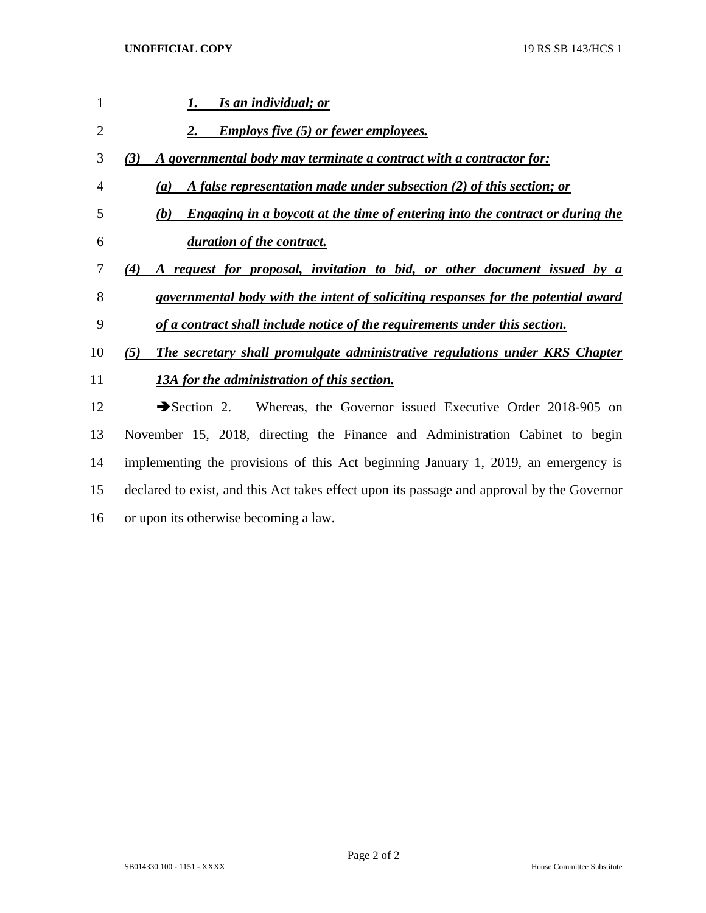1. ***Is an individual; or***

2. ***Employs five (5) or fewer employees.***

***(3) A governmental body may terminate a contract with a contractor for:***

***(a) A false representation made under subsection (2) of this section; or***

***(b) Engaging in a boycott at the time of entering into the contract or during the duration of the contract.***

***(4) A request for proposal, invitation to bid, or other document issued by a governmental body with the intent of soliciting responses for the potential award of a contract shall include notice of the requirements under this section.***

***(5) The secretary shall promulgate administrative regulations under KRS Chapter 13A for the administration of this section.***

➔Section 2. Whereas, the Governor issued Executive Order 2018-905 on November 15, 2018, directing the Finance and Administration Cabinet to begin implementing the provisions of this Act beginning January 1, 2019, an emergency is declared to exist, and this Act takes effect upon its passage and approval by the Governor or upon its otherwise becoming a law.